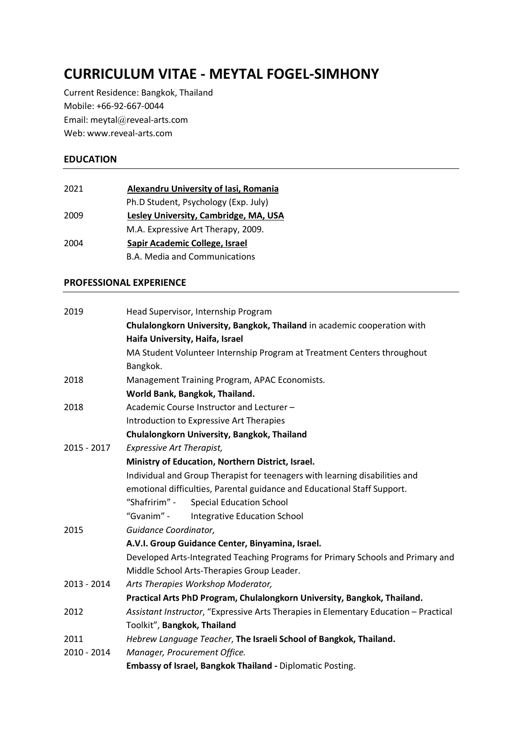# CURRICULUM VITAE - MEYTAL FOGEL-SIMHONY

Current Residence: Bangkok, Thailand
Mobile: +66-92-667-0044
Email: meytal@reveal-arts.com
Web: www.reveal-arts.com

## EDUCATION

| | |
|---|---|
| 2021 | **Alexandru University of Iasi, Romania** |
| | Ph.D Student, Psychology (Exp. July) |
| 2009 | **Lesley University, Cambridge, MA, USA** |
| | M.A. Expressive Art Therapy, 2009. |
| 2004 | **Sapir Academic College, Israel** |
| | B.A. Media and Communications |

## PROFESSIONAL EXPERIENCE

| | |
|---|---|
| 2019 | Head Supervisor, Internship Program<br>**Chulalongkorn University, Bangkok, Thailand** in academic cooperation with **Haifa University, Haifa, Israel**<br>MA Student Volunteer Internship Program at Treatment Centers throughout Bangkok. |
| 2018 | Management Training Program, APAC Economists.<br>**World Bank, Bangkok, Thailand.** |
| 2018 | Academic Course Instructor and Lecturer –<br>Introduction to Expressive Art Therapies<br>**Chulalongkorn University, Bangkok, Thailand** |
| 2015 - 2017 | *Expressive Art Therapist,*<br>**Ministry of Education, Northern District, Israel.**<br>Individual and Group Therapist for teenagers with learning disabilities and emotional difficulties, Parental guidance and Educational Staff Support.<br>"Shafririm" - Special Education School<br>"Gvanim" - Integrative Education School |
| 2015 | *Guidance Coordinator,*<br>**A.V.I. Group Guidance Center, Binyamina, Israel.**<br>Developed Arts-Integrated Teaching Programs for Primary Schools and Primary and Middle School Arts-Therapies Group Leader. |
| 2013 - 2014 | *Arts Therapies Workshop Moderator,*<br>**Practical Arts PhD Program, Chulalongkorn University, Bangkok, Thailand.** |
| 2012 | *Assistant Instructor*, "Expressive Arts Therapies in Elementary Education – Practical Toolkit", **Bangkok, Thailand** |
| 2011 | *Hebrew Language Teacher*, **The Israeli School of Bangkok, Thailand.** |
| 2010 - 2014 | *Manager, Procurement Office.*<br>**Embassy of Israel, Bangkok Thailand -** Diplomatic Posting. |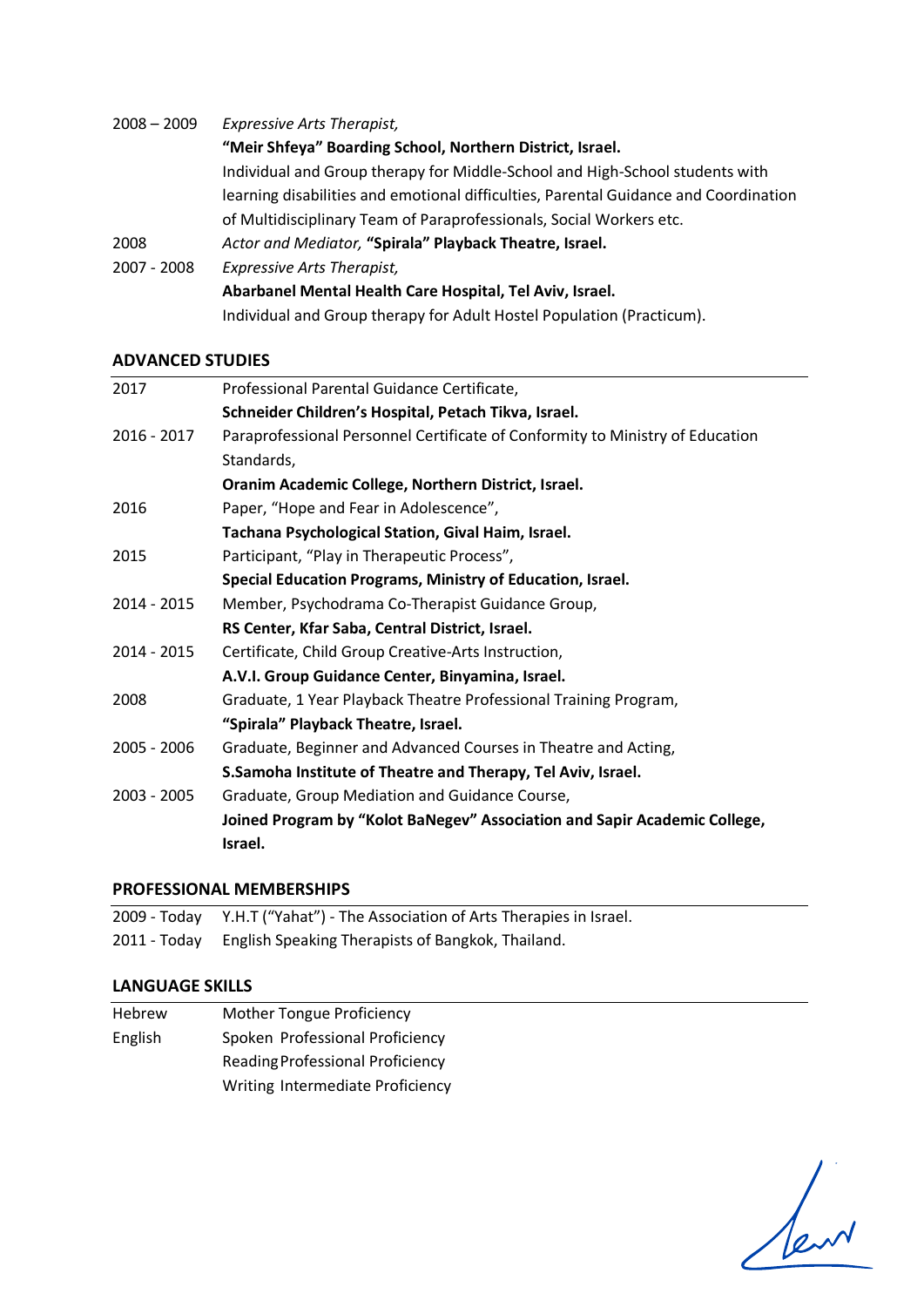| | |
|---|---|
| 2008 – 2009 | *Expressive Arts Therapist,* **"Meir Shfeya" Boarding School, Northern District, Israel.** Individual and Group therapy for Middle-School and High-School students with learning disabilities and emotional difficulties, Parental Guidance and Coordination of Multidisciplinary Team of Paraprofessionals, Social Workers etc. |
| 2008 | *Actor and Mediator,* **"Spirala" Playback Theatre, Israel.** |
| 2007 - 2008 | *Expressive Arts Therapist,* **Abarbanel Mental Health Care Hospital, Tel Aviv, Israel.** Individual and Group therapy for Adult Hostel Population (Practicum). |

## ADVANCED STUDIES

| | |
|---|---|
| 2017 | Professional Parental Guidance Certificate, **Schneider Children's Hospital, Petach Tikva, Israel.** |
| 2016 - 2017 | Paraprofessional Personnel Certificate of Conformity to Ministry of Education Standards, **Oranim Academic College, Northern District, Israel.** |
| 2016 | Paper, "Hope and Fear in Adolescence", **Tachana Psychological Station, Gival Haim, Israel.** |
| 2015 | Participant, "Play in Therapeutic Process", **Special Education Programs, Ministry of Education, Israel.** |
| 2014 - 2015 | Member, Psychodrama Co-Therapist Guidance Group, **RS Center, Kfar Saba, Central District, Israel.** |
| 2014 - 2015 | Certificate, Child Group Creative-Arts Instruction, **A.V.I. Group Guidance Center, Binyamina, Israel.** |
| 2008 | Graduate, 1 Year Playback Theatre Professional Training Program, **"Spirala" Playback Theatre, Israel.** |
| 2005 - 2006 | Graduate, Beginner and Advanced Courses in Theatre and Acting, **S.Samoha Institute of Theatre and Therapy, Tel Aviv, Israel.** |
| 2003 - 2005 | Graduate, Group Mediation and Guidance Course, **Joined Program by "Kolot BaNegev" Association and Sapir Academic College, Israel.** |

## PROFESSIONAL MEMBERSHIPS

| | |
|---|---|
| 2009 - Today | Y.H.T ("Yahat") - The Association of Arts Therapies in Israel. |
| 2011 - Today | English Speaking Therapists of Bangkok, Thailand. |

## LANGUAGE SKILLS

| | |
|---|---|
| Hebrew | Mother Tongue Proficiency |
| English | Spoken Professional Proficiency |
| | Reading Professional Proficiency |
| | Writing Intermediate Proficiency |